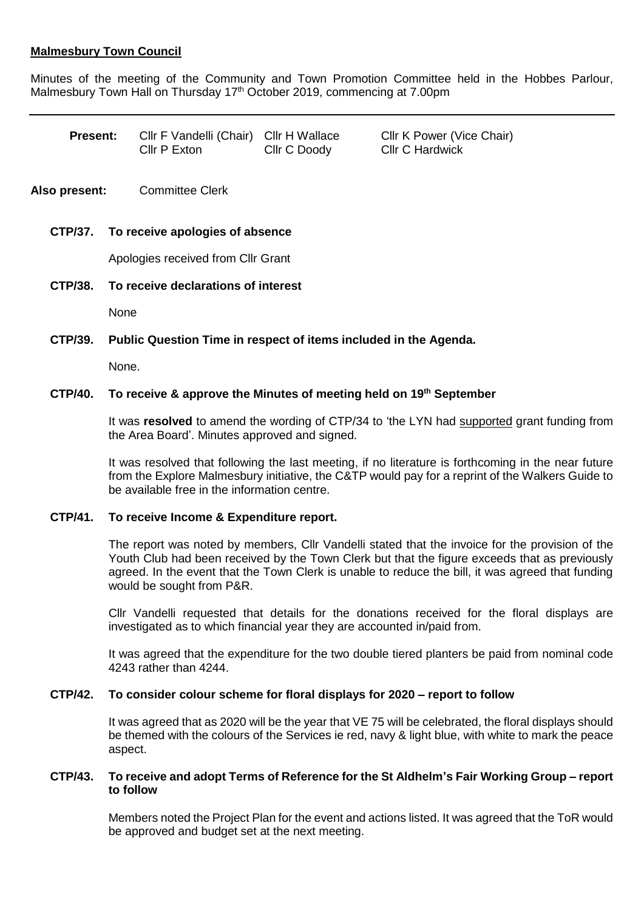**Malmesbury Town Council**

Minutes of the meeting of the Community and Town Promotion Committee held in the Hobbes Parlour, Malmesbury Town Hall on Thursday 17th October 2019, commencing at 7.00pm

---

| | | | |
|---|---|---|---|
| **Present:** | Cllr F Vandelli (Chair) | Cllr H Wallace | Cllr K Power (Vice Chair) |
| | Cllr P Exton | Cllr C Doody | Cllr C Hardwick |

**Also present:** Committee Clerk

**CTP/37. To receive apologies of absence**

Apologies received from Cllr Grant

**CTP/38. To receive declarations of interest**

None

**CTP/39. Public Question Time in respect of items included in the Agenda.**

None.

**CTP/40. To receive & approve the Minutes of meeting held on 19th September**

It was **resolved** to amend the wording of CTP/34 to 'the LYN had supported grant funding from the Area Board'. Minutes approved and signed.

It was resolved that following the last meeting, if no literature is forthcoming in the near future from the Explore Malmesbury initiative, the C&TP would pay for a reprint of the Walkers Guide to be available free in the information centre.

**CTP/41. To receive Income & Expenditure report.**

The report was noted by members, Cllr Vandelli stated that the invoice for the provision of the Youth Club had been received by the Town Clerk but that the figure exceeds that as previously agreed. In the event that the Town Clerk is unable to reduce the bill, it was agreed that funding would be sought from P&R.

Cllr Vandelli requested that details for the donations received for the floral displays are investigated as to which financial year they are accounted in/paid from.

It was agreed that the expenditure for the two double tiered planters be paid from nominal code 4243 rather than 4244.

**CTP/42. To consider colour scheme for floral displays for 2020 – report to follow**

It was agreed that as 2020 will be the year that VE 75 will be celebrated, the floral displays should be themed with the colours of the Services ie red, navy & light blue, with white to mark the peace aspect.

**CTP/43. To receive and adopt Terms of Reference for the St Aldhelm's Fair Working Group – report to follow**

Members noted the Project Plan for the event and actions listed. It was agreed that the ToR would be approved and budget set at the next meeting.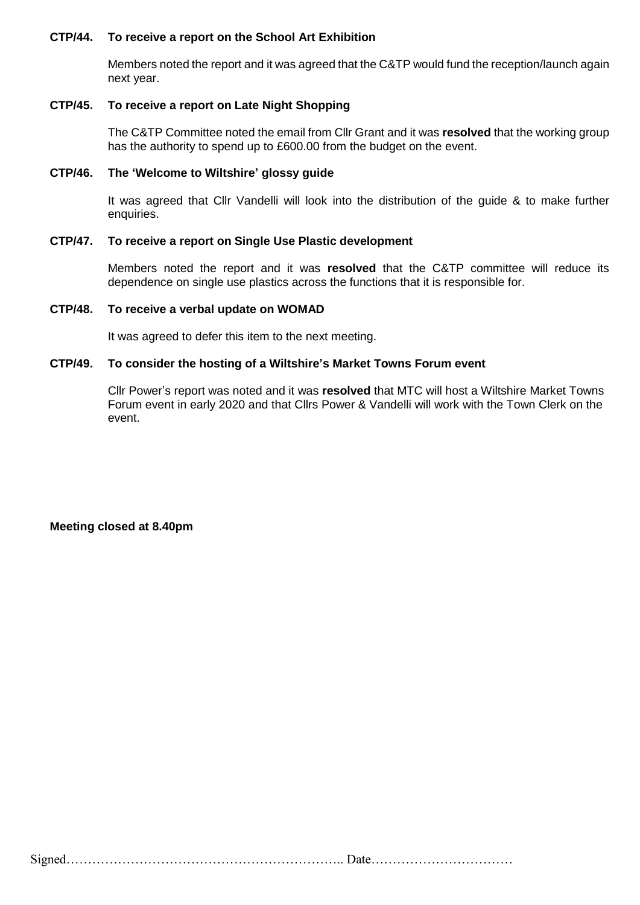**CTP/44. To receive a report on the School Art Exhibition**

Members noted the report and it was agreed that the C&TP would fund the reception/launch again next year.

**CTP/45. To receive a report on Late Night Shopping**

The C&TP Committee noted the email from Cllr Grant and it was **resolved** that the working group has the authority to spend up to £600.00 from the budget on the event.

**CTP/46. The 'Welcome to Wiltshire' glossy guide**

It was agreed that Cllr Vandelli will look into the distribution of the guide & to make further enquiries.

**CTP/47. To receive a report on Single Use Plastic development**

Members noted the report and it was **resolved** that the C&TP committee will reduce its dependence on single use plastics across the functions that it is responsible for.

**CTP/48. To receive a verbal update on WOMAD**

It was agreed to defer this item to the next meeting.

**CTP/49. To consider the hosting of a Wiltshire's Market Towns Forum event**

Cllr Power's report was noted and it was **resolved** that MTC will host a Wiltshire Market Towns Forum event in early 2020 and that Cllrs Power & Vandelli will work with the Town Clerk on the event.

**Meeting closed at 8.40pm**

Signed……………………………………………………….. Date……………………………